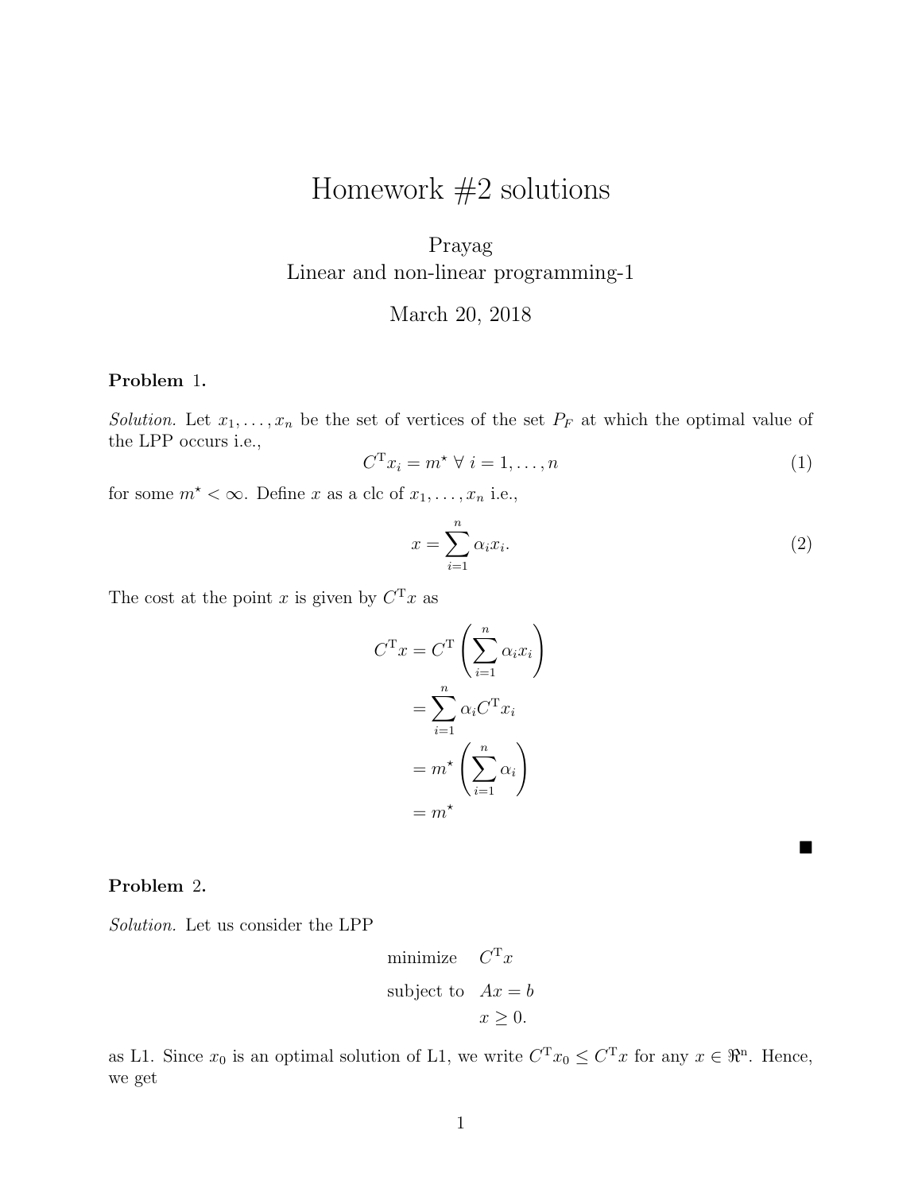# Homework #2 solutions

Prayag
Linear and non-linear programming-1

March 20, 2018

**Problem 1.**

*Solution.* Let $x_1, \ldots, x_n$ be the set of vertices of the set $P_F$ at which the optimal value of the LPP occurs i.e.,

$$C^{\mathrm{T}} x_i = m^\star \; \forall \; i = 1, \ldots, n \tag{1}$$

for some $m^\star < \infty$. Define $x$ as a clc of $x_1, \ldots, x_n$ i.e.,

$$x = \sum_{i=1}^{n} \alpha_i x_i. \tag{2}$$

The cost at the point $x$ is given by $C^{\mathrm{T}} x$ as

$$\begin{aligned} C^{\mathrm{T}} x &= C^{\mathrm{T}} \left( \sum_{i=1}^{n} \alpha_i x_i \right) \\ &= \sum_{i=1}^{n} \alpha_i C^{\mathrm{T}} x_i \\ &= m^\star \left( \sum_{i=1}^{n} \alpha_i \right) \\ &= m^\star \end{aligned}$$

■

**Problem 2.**

*Solution.* Let us consider the LPP

$$\begin{aligned} \text{minimize} \quad & C^{\mathrm{T}} x \\ \text{subject to} \quad & Ax = b \\ & x \geq 0. \end{aligned}$$

as L1. Since $x_0$ is an optimal solution of L1, we write $C^{\mathrm{T}} x_0 \leq C^{\mathrm{T}} x$ for any $x \in \Re^{\mathrm{n}}$. Hence, we get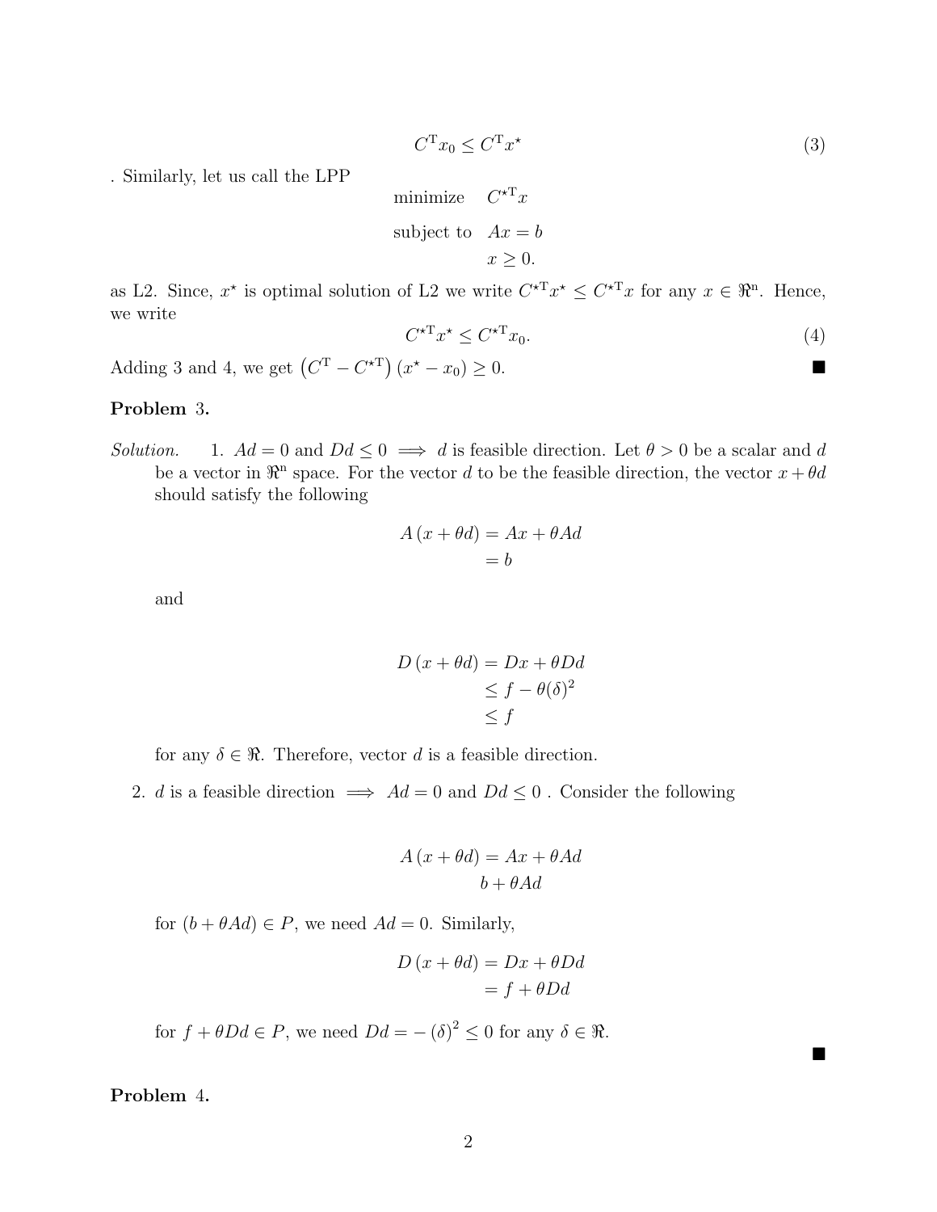$$C^{\mathrm{T}} x_0 \leq C^{\mathrm{T}} x^{\star} \tag{3}$$

. Similarly, let us call the LPP

$$\begin{aligned} \text{minimize} \quad & C^{\star\mathrm{T}} x \\ \text{subject to} \quad & Ax = b \\ & x \geq 0. \end{aligned}$$

as L2. Since, $x^{\star}$ is optimal solution of L2 we write $C^{\star\mathrm{T}} x^{\star} \leq C^{\star\mathrm{T}} x$ for any $x \in \Re^{\mathrm{n}}$. Hence, we write

$$C^{\star\mathrm{T}} x^{\star} \leq C^{\star\mathrm{T}} x_0. \tag{4}$$

Adding 3 and 4, we get $\left(C^{\mathrm{T}} - C^{\star\mathrm{T}}\right)\left(x^{\star} - x_0\right) \geq 0.$ ■

**Problem 3.**

*Solution.*

1. $Ad = 0$ and $Dd \leq 0 \implies d$ is feasible direction. Let $\theta > 0$ be a scalar and $d$ be a vector in $\Re^{\mathrm{n}}$ space. For the vector $d$ to be the feasible direction, the vector $x + \theta d$ should satisfy the following

$$\begin{aligned} A\left(x + \theta d\right) &= Ax + \theta Ad \\ &= b \end{aligned}$$

and

$$\begin{aligned} D\left(x + \theta d\right) &= Dx + \theta Dd \\ &\leq f - \theta(\delta)^2 \\ &\leq f \end{aligned}$$

for any $\delta \in \Re$. Therefore, vector $d$ is a feasible direction.

2. $d$ is a feasible direction $\implies Ad = 0$ and $Dd \leq 0$ . Consider the following

$$\begin{aligned} A\left(x + \theta d\right) &= Ax + \theta Ad \\ & b + \theta Ad \end{aligned}$$

for $(b + \theta Ad) \in P$, we need $Ad = 0$. Similarly,

$$\begin{aligned} D\left(x + \theta d\right) &= Dx + \theta Dd \\ &= f + \theta Dd \end{aligned}$$

for $f + \theta Dd \in P$, we need $Dd = -\left(\delta\right)^2 \leq 0$ for any $\delta \in \Re$.

■

**Problem 4.**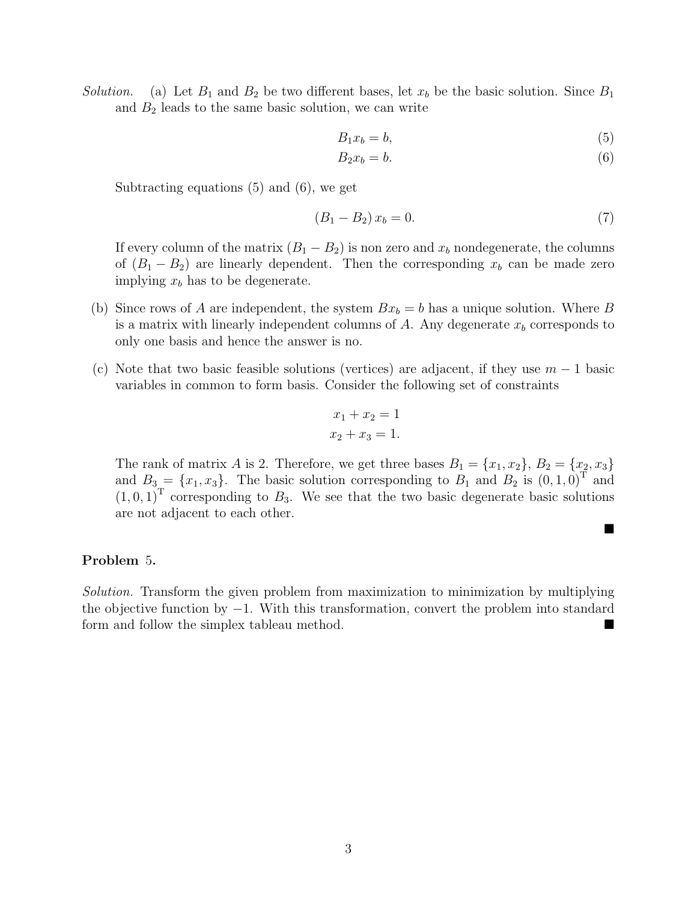*Solution.* (a) Let $B_1$ and $B_2$ be two different bases, let $x_b$ be the basic solution. Since $B_1$ and $B_2$ leads to the same basic solution, we can write

$$B_1 x_b = b, \tag{5}$$

$$B_2 x_b = b. \tag{6}$$

Subtracting equations (5) and (6), we get

$$(B_1 - B_2)\, x_b = 0. \tag{7}$$

If every column of the matrix $(B_1 - B_2)$ is non zero and $x_b$ nondegenerate, the columns of $(B_1 - B_2)$ are linearly dependent. Then the corresponding $x_b$ can be made zero implying $x_b$ has to be degenerate.

(b) Since rows of $A$ are independent, the system $Bx_b = b$ has a unique solution. Where $B$ is a matrix with linearly independent columns of $A$. Any degenerate $x_b$ corresponds to only one basis and hence the answer is no.

(c) Note that two basic feasible solutions (vertices) are adjacent, if they use $m - 1$ basic variables in common to form basis. Consider the following set of constraints

$$x_1 + x_2 = 1$$
$$x_2 + x_3 = 1.$$

The rank of matrix $A$ is 2. Therefore, we get three bases $B_1 = \{x_1, x_2\}$, $B_2 = \{x_2, x_3\}$ and $B_3 = \{x_1, x_3\}$. The basic solution corresponding to $B_1$ and $B_2$ is $(0, 1, 0)^{\mathrm{T}}$ and $(1, 0, 1)^{\mathrm{T}}$ corresponding to $B_3$. We see that the two basic degenerate basic solutions are not adjacent to each other. ■

**Problem 5.**

*Solution.* Transform the given problem from maximization to minimization by multiplying the objective function by $-1$. With this transformation, convert the problem into standard form and follow the simplex tableau method. ■